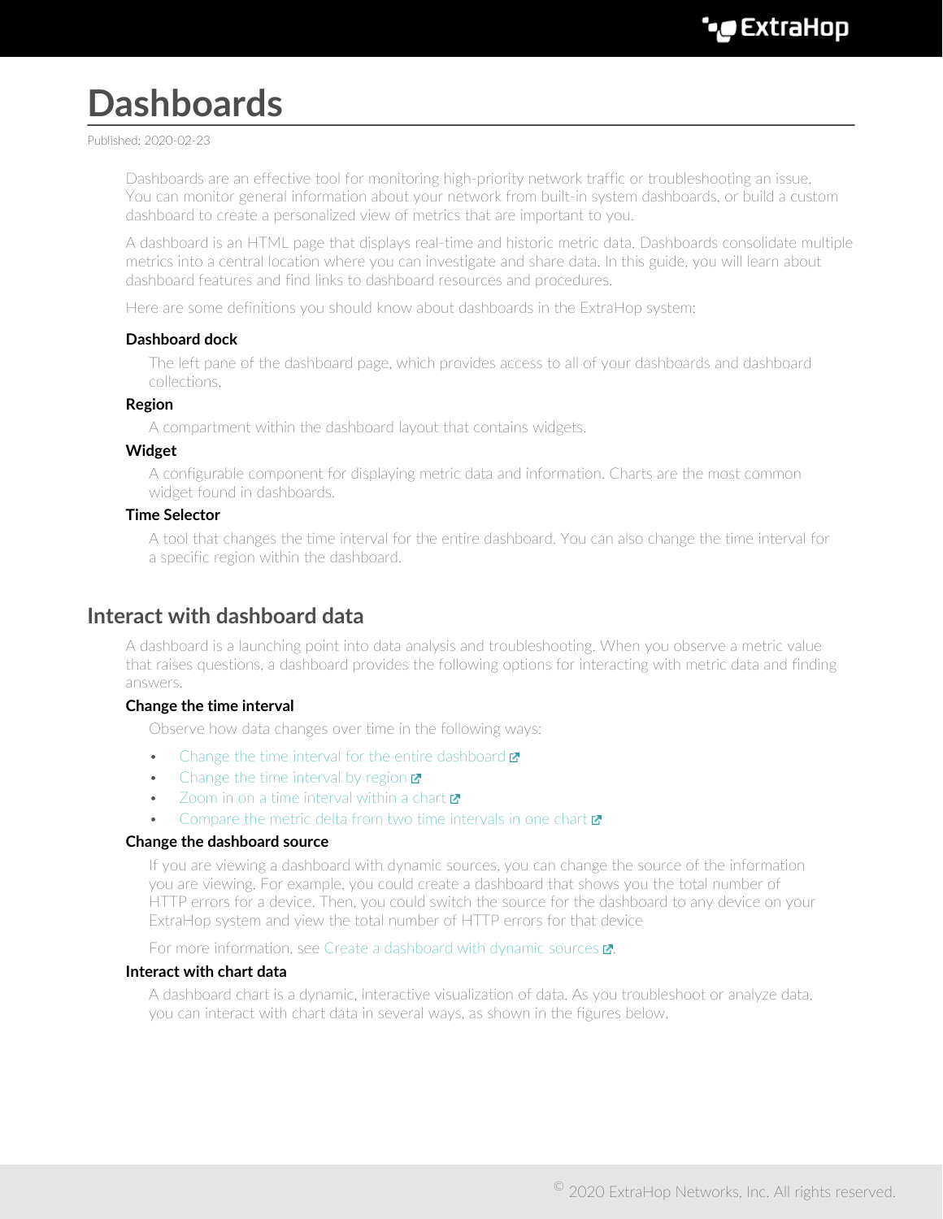# Dashboards

Published: 2020-02-23

Dashboards are an effective tool for monitoring high-priority network traffic or troubleshooting an issue. You can monitor general information about your network from built-in system dashboards, or build a custom dashboard to create a personalized view of metrics that are important to you.

A dashboard is an HTML page that displays real-time and historic metric data. Dashboards consolidate multiple metrics into a central location where you can investigate and share data. In this guide, you will learn about dashboard features and find links to dashboard resources and procedures.

Here are some definitions you should know about dashboards in the ExtraHop system:

**Dashboard dock**

The left pane of the dashboard page, which provides access to all of your dashboards and dashboard collections.

**Region**

A compartment within the dashboard layout that contains widgets.

**Widget**

A configurable component for displaying metric data and information. Charts are the most common widget found in dashboards.

**Time Selector**

A tool that changes the time interval for the entire dashboard. You can also change the time interval for a specific region within the dashboard.

## Interact with dashboard data

A dashboard is a launching point into data analysis and troubleshooting. When you observe a metric value that raises questions, a dashboard provides the following options for interacting with metric data and finding answers.

**Change the time interval**

Observe how data changes over time in the following ways:

- Change the time interval for the entire dashboard
- Change the time interval by region
- Zoom in on a time interval within a chart
- Compare the metric delta from two time intervals in one chart

**Change the dashboard source**

If you are viewing a dashboard with dynamic sources, you can change the source of the information you are viewing. For example, you could create a dashboard that shows you the total number of HTTP errors for a device. Then, you could switch the source for the dashboard to any device on your ExtraHop system and view the total number of HTTP errors for that device

For more information, see Create a dashboard with dynamic sources.

**Interact with chart data**

A dashboard chart is a dynamic, interactive visualization of data. As you troubleshoot or analyze data, you can interact with chart data in several ways, as shown in the figures below.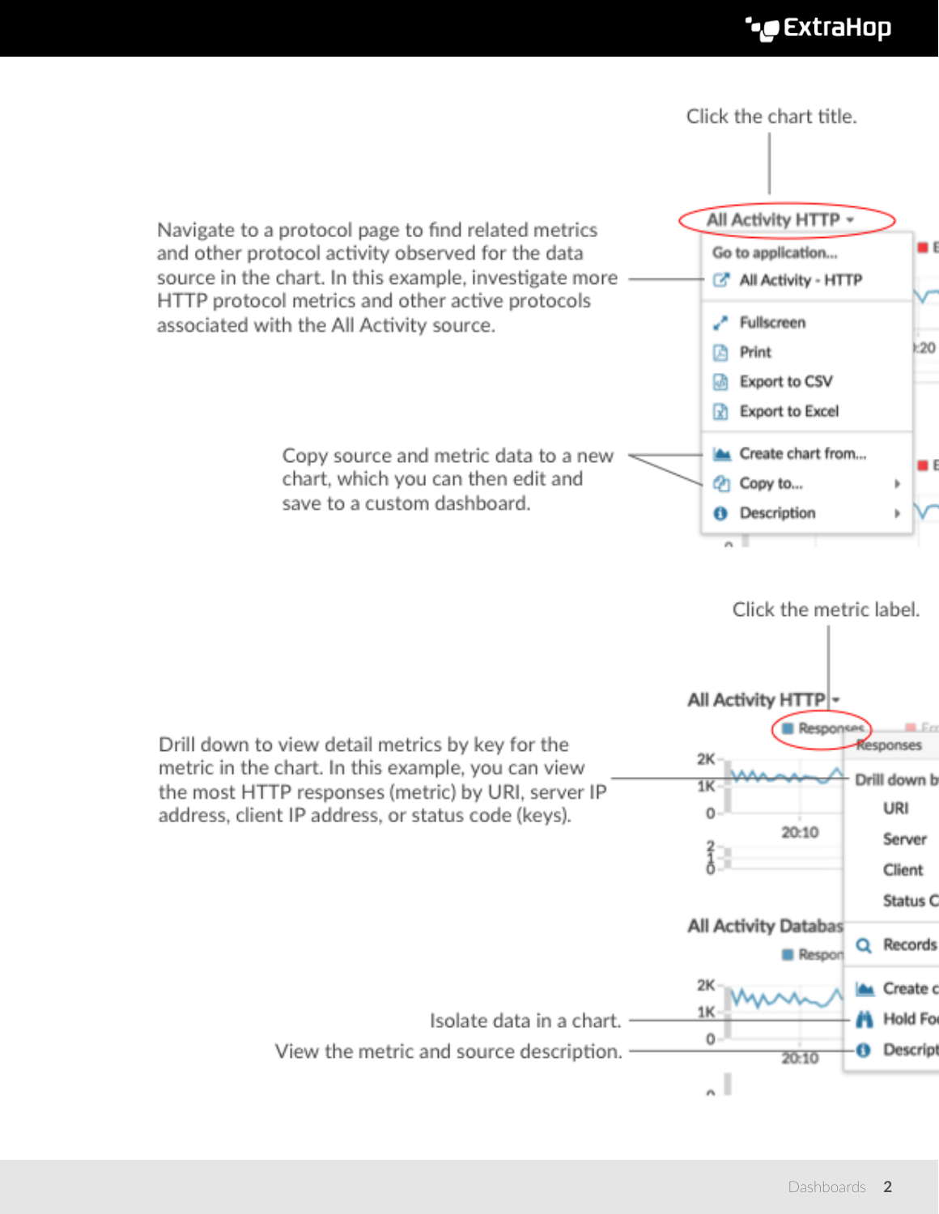Click the chart title.

Navigate to a protocol page to find related metrics and other protocol activity observed for the data source in the chart. In this example, investigate more HTTP protocol metrics and other active protocols associated with the All Activity source.

Copy source and metric data to a new chart, which you can then edit and save to a custom dashboard.

Click the metric label.

Drill down to view detail metrics by key for the metric in the chart. In this example, you can view the most HTTP responses (metric) by URI, server IP address, client IP address, or status code (keys).

Isolate data in a chart.

View the metric and source description.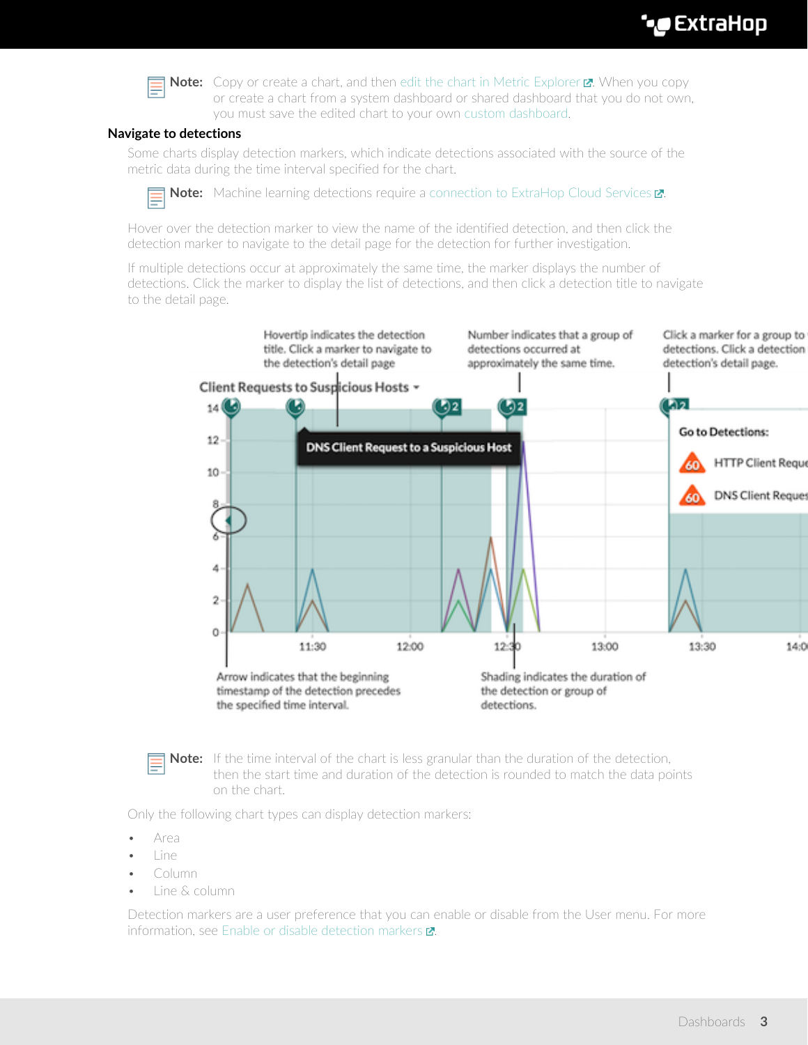**Note:** Copy or create a chart, and then edit the chart in Metric Explorer. When you copy or create a chart from a system dashboard or shared dashboard that you do not own, you must save the edited chart to your own custom dashboard.

### Navigate to detections

Some charts display detection markers, which indicate detections associated with the source of the metric data during the time interval specified for the chart.

**Note:** Machine learning detections require a connection to ExtraHop Cloud Services.

Hover over the detection marker to view the name of the identified detection, and then click the detection marker to navigate to the detail page for the detection for further investigation.

If multiple detections occur at approximately the same time, the marker displays the number of detections. Click the marker to display the list of detections, and then click a detection title to navigate to the detail page.

**Note:** If the time interval of the chart is less granular than the duration of the detection, then the start time and duration of the detection is rounded to match the data points on the chart.

Only the following chart types can display detection markers:

- Area
- Line
- Column
- Line & column

Detection markers are a user preference that you can enable or disable from the User menu. For more information, see Enable or disable detection markers.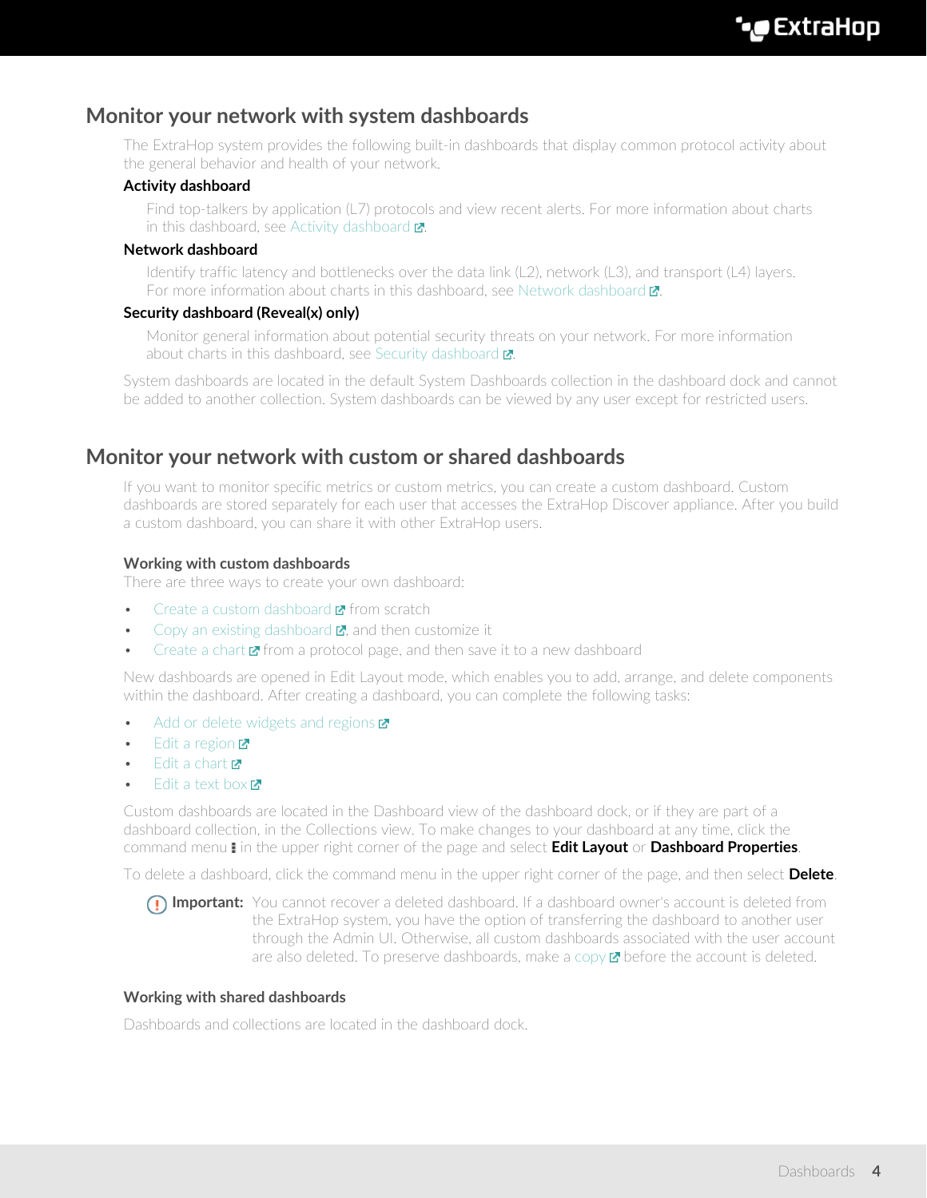## Monitor your network with system dashboards

The ExtraHop system provides the following built-in dashboards that display common protocol activity about the general behavior and health of your network.

**Activity dashboard**

Find top-talkers by application (L7) protocols and view recent alerts. For more information about charts in this dashboard, see Activity dashboard.

**Network dashboard**

Identify traffic latency and bottlenecks over the data link (L2), network (L3), and transport (L4) layers. For more information about charts in this dashboard, see Network dashboard.

**Security dashboard (Reveal(x) only)**

Monitor general information about potential security threats on your network. For more information about charts in this dashboard, see Security dashboard.

System dashboards are located in the default System Dashboards collection in the dashboard dock and cannot be added to another collection. System dashboards can be viewed by any user except for restricted users.

## Monitor your network with custom or shared dashboards

If you want to monitor specific metrics or custom metrics, you can create a custom dashboard. Custom dashboards are stored separately for each user that accesses the ExtraHop Discover appliance. After you build a custom dashboard, you can share it with other ExtraHop users.

### Working with custom dashboards

There are three ways to create your own dashboard:

- Create a custom dashboard from scratch
- Copy an existing dashboard, and then customize it
- Create a chart from a protocol page, and then save it to a new dashboard

New dashboards are opened in Edit Layout mode, which enables you to add, arrange, and delete components within the dashboard. After creating a dashboard, you can complete the following tasks:

- Add or delete widgets and regions
- Edit a region
- Edit a chart
- Edit a text box

Custom dashboards are located in the Dashboard view of the dashboard dock, or if they are part of a dashboard collection, in the Collections view. To make changes to your dashboard at any time, click the command menu ⋮ in the upper right corner of the page and select **Edit Layout** or **Dashboard Properties**.

To delete a dashboard, click the command menu in the upper right corner of the page, and then select **Delete**.

> **Important:** You cannot recover a deleted dashboard. If a dashboard owner's account is deleted from the ExtraHop system, you have the option of transferring the dashboard to another user through the Admin UI. Otherwise, all custom dashboards associated with the user account are also deleted. To preserve dashboards, make a copy before the account is deleted.

### Working with shared dashboards

Dashboards and collections are located in the dashboard dock.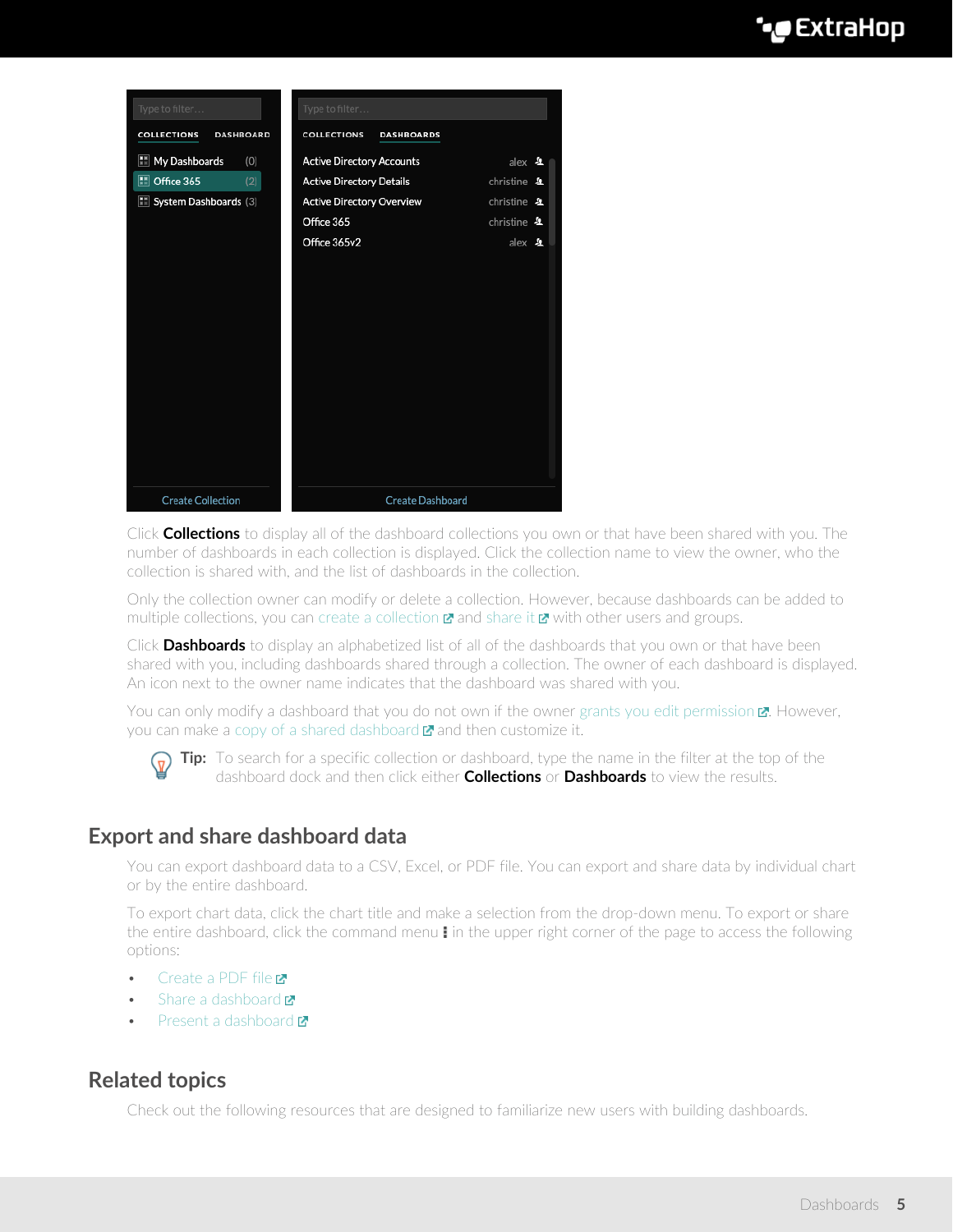Click **Collections** to display all of the dashboard collections you own or that have been shared with you. The number of dashboards in each collection is displayed. Click the collection name to view the owner, who the collection is shared with, and the list of dashboards in the collection.

Only the collection owner can modify or delete a collection. However, because dashboards can be added to multiple collections, you can create a collection and share it with other users and groups.

Click **Dashboards** to display an alphabetized list of all of the dashboards that you own or that have been shared with you, including dashboards shared through a collection. The owner of each dashboard is displayed. An icon next to the owner name indicates that the dashboard was shared with you.

You can only modify a dashboard that you do not own if the owner grants you edit permission. However, you can make a copy of a shared dashboard and then customize it.

**Tip:** To search for a specific collection or dashboard, type the name in the filter at the top of the dashboard dock and then click either **Collections** or **Dashboards** to view the results.

## Export and share dashboard data

You can export dashboard data to a CSV, Excel, or PDF file. You can export and share data by individual chart or by the entire dashboard.

To export chart data, click the chart title and make a selection from the drop-down menu. To export or share the entire dashboard, click the command menu ⋮ in the upper right corner of the page to access the following options:

- Create a PDF file
- Share a dashboard
- Present a dashboard

## Related topics

Check out the following resources that are designed to familiarize new users with building dashboards.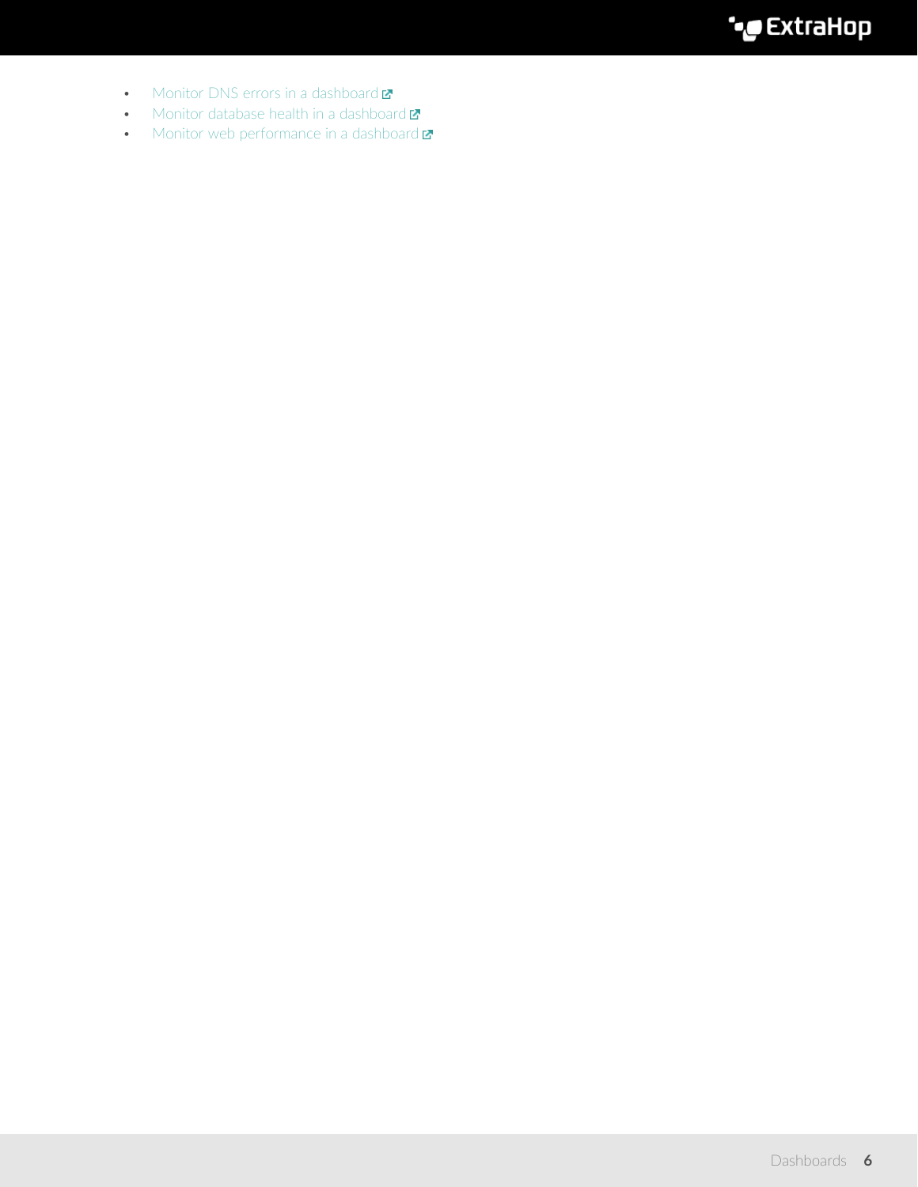- Monitor DNS errors in a dashboard
- Monitor database health in a dashboard
- Monitor web performance in a dashboard